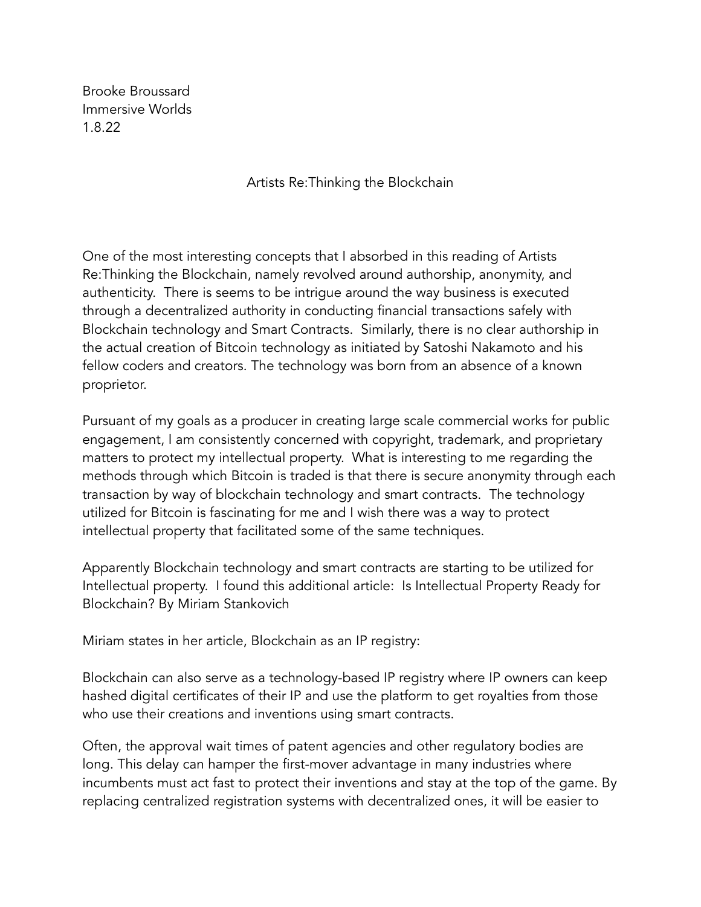Brooke Broussard
Immersive Worlds
1.8.22

Artists Re:Thinking the Blockchain

One of the most interesting concepts that I absorbed in this reading of Artists Re:Thinking the Blockchain, namely revolved around authorship, anonymity, and authenticity. There is seems to be intrigue around the way business is executed through a decentralized authority in conducting financial transactions safely with Blockchain technology and Smart Contracts. Similarly, there is no clear authorship in the actual creation of Bitcoin technology as initiated by Satoshi Nakamoto and his fellow coders and creators. The technology was born from an absence of a known proprietor.

Pursuant of my goals as a producer in creating large scale commercial works for public engagement, I am consistently concerned with copyright, trademark, and proprietary matters to protect my intellectual property. What is interesting to me regarding the methods through which Bitcoin is traded is that there is secure anonymity through each transaction by way of blockchain technology and smart contracts. The technology utilized for Bitcoin is fascinating for me and I wish there was a way to protect intellectual property that facilitated some of the same techniques.

Apparently Blockchain technology and smart contracts are starting to be utilized for Intellectual property. I found this additional article: Is Intellectual Property Ready for Blockchain? By Miriam Stankovich

Miriam states in her article, Blockchain as an IP registry:

Blockchain can also serve as a technology-based IP registry where IP owners can keep hashed digital certificates of their IP and use the platform to get royalties from those who use their creations and inventions using smart contracts.

Often, the approval wait times of patent agencies and other regulatory bodies are long. This delay can hamper the first-mover advantage in many industries where incumbents must act fast to protect their inventions and stay at the top of the game. By replacing centralized registration systems with decentralized ones, it will be easier to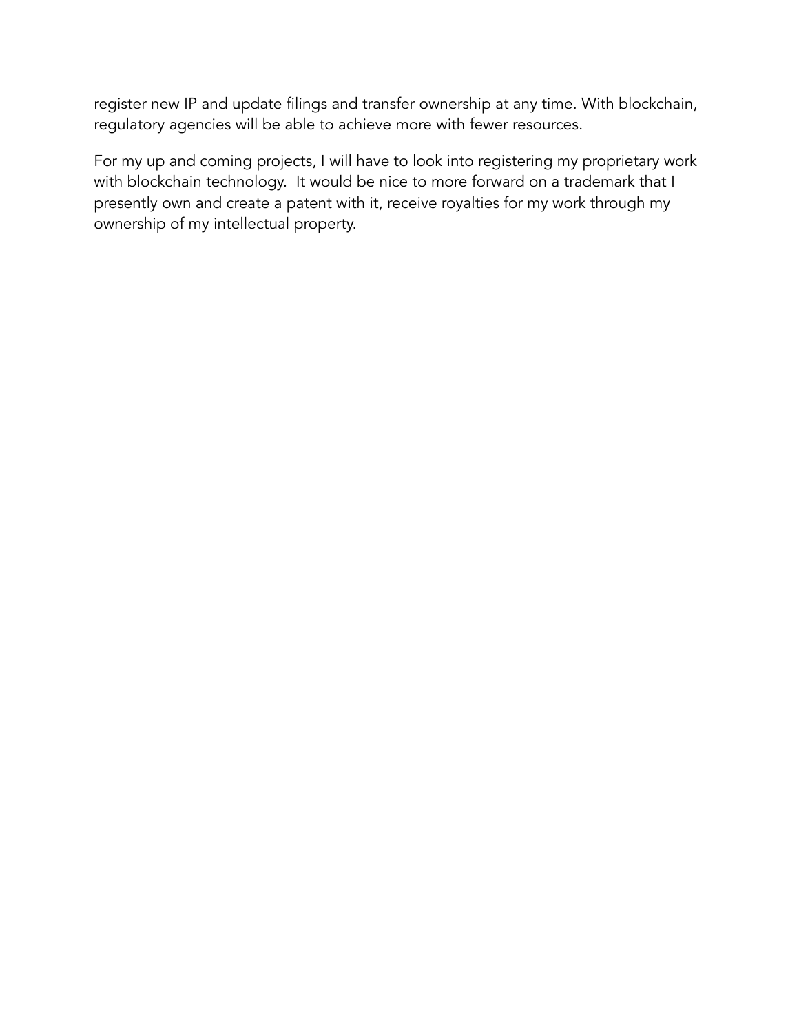register new IP and update filings and transfer ownership at any time. With blockchain, regulatory agencies will be able to achieve more with fewer resources.

For my up and coming projects, I will have to look into registering my proprietary work with blockchain technology.  It would be nice to more forward on a trademark that I presently own and create a patent with it, receive royalties for my work through my ownership of my intellectual property.